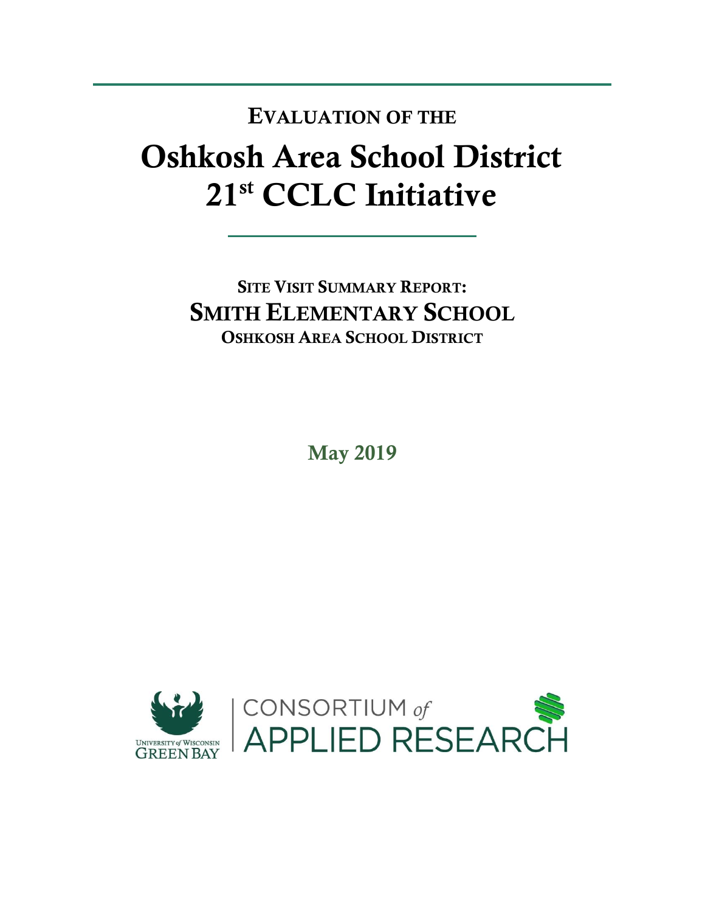# EVALUATION OF THE

# Oshkosh Area School District 21st CCLC Initiative

## SITE VISIT SUMMARY REPORT:

## SMITH ELEMENTARY SCHOOL

### OSHKOSH AREA SCHOOL DISTRICT

**May 2019**

UNIVERSITY of WISCONSIN GREEN BAY | CONSORTIUM of APPLIED RESEARCH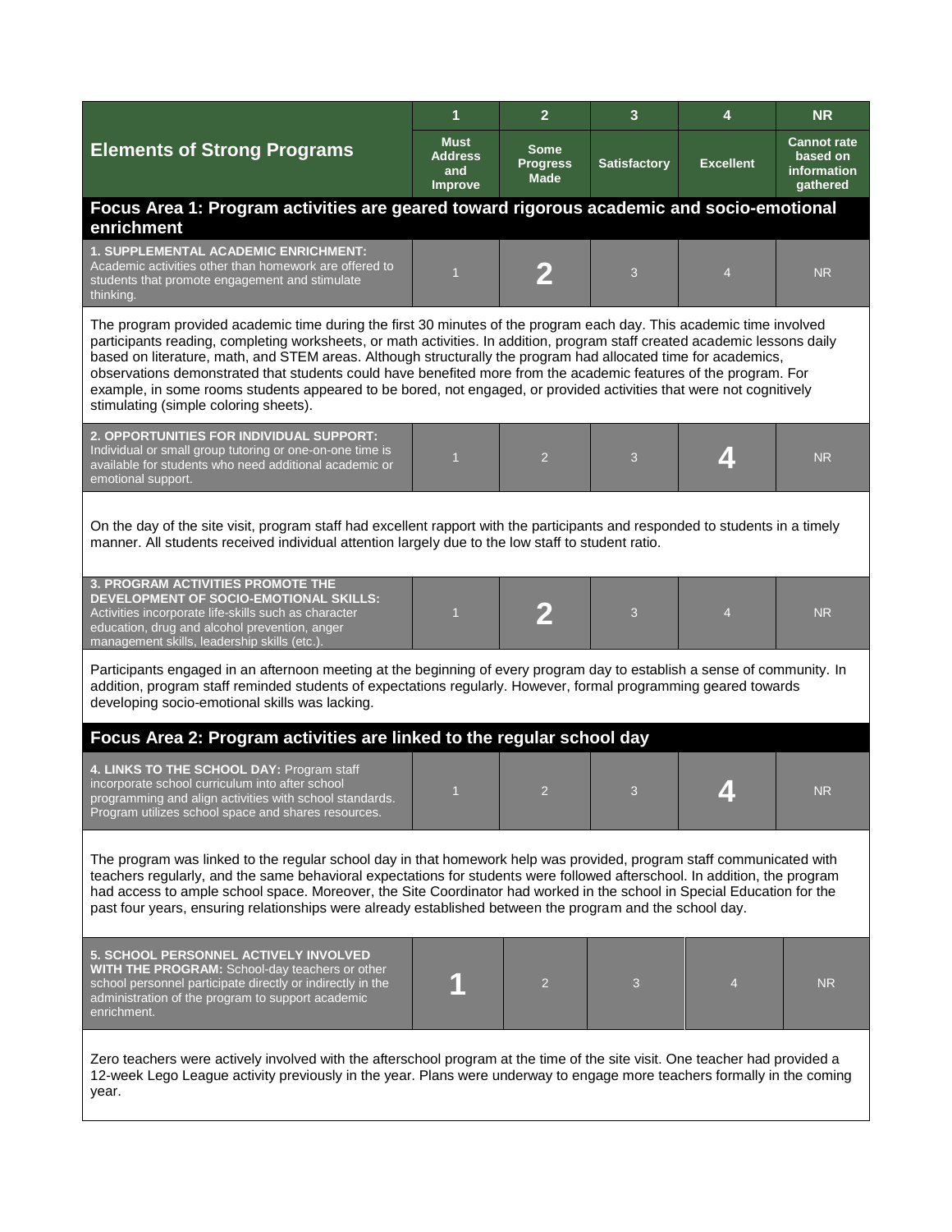| Elements of Strong Programs | 1 Must Address and Improve | 2 Some Progress Made | 3 Satisfactory | 4 Excellent | NR Cannot rate based on information gathered |
|---|---|---|---|---|---|

## Focus Area 1: Program activities are geared toward rigorous academic and socio-emotional enrichment

| Element | 1 | 2 | 3 | 4 | NR |
|---|---|---|---|---|---|
| **1. SUPPLEMENTAL ACADEMIC ENRICHMENT:** Academic activities other than homework are offered to students that promote engagement and stimulate thinking. | 1 | **2** | 3 | 4 | NR |

The program provided academic time during the first 30 minutes of the program each day. This academic time involved participants reading, completing worksheets, or math activities. In addition, program staff created academic lessons daily based on literature, math, and STEM areas. Although structurally the program had allocated time for academics, observations demonstrated that students could have benefited more from the academic features of the program. For example, in some rooms students appeared to be bored, not engaged, or provided activities that were not cognitively stimulating (simple coloring sheets).

| Element | 1 | 2 | 3 | 4 | NR |
|---|---|---|---|---|---|
| **2. OPPORTUNITIES FOR INDIVIDUAL SUPPORT:** Individual or small group tutoring or one-on-one time is available for students who need additional academic or emotional support. | 1 | 2 | 3 | **4** | NR |

On the day of the site visit, program staff had excellent rapport with the participants and responded to students in a timely manner. All students received individual attention largely due to the low staff to student ratio.

| Element | 1 | 2 | 3 | 4 | NR |
|---|---|---|---|---|---|
| **3. PROGRAM ACTIVITIES PROMOTE THE DEVELOPMENT OF SOCIO-EMOTIONAL SKILLS:** Activities incorporate life-skills such as character education, drug and alcohol prevention, anger management skills, leadership skills (etc.). | 1 | **2** | 3 | 4 | NR |

Participants engaged in an afternoon meeting at the beginning of every program day to establish a sense of community. In addition, program staff reminded students of expectations regularly. However, formal programming geared towards developing socio-emotional skills was lacking.

## Focus Area 2: Program activities are linked to the regular school day

| Element | 1 | 2 | 3 | 4 | NR |
|---|---|---|---|---|---|
| **4. LINKS TO THE SCHOOL DAY:** Program staff incorporate school curriculum into after school programming and align activities with school standards. Program utilizes school space and shares resources. | 1 | 2 | 3 | **4** | NR |

The program was linked to the regular school day in that homework help was provided, program staff communicated with teachers regularly, and the same behavioral expectations for students were followed afterschool. In addition, the program had access to ample school space. Moreover, the Site Coordinator had worked in the school in Special Education for the past four years, ensuring relationships were already established between the program and the school day.

| Element | 1 | 2 | 3 | 4 | NR |
|---|---|---|---|---|---|
| **5. SCHOOL PERSONNEL ACTIVELY INVOLVED WITH THE PROGRAM:** School-day teachers or other school personnel participate directly or indirectly in the administration of the program to support academic enrichment. | **1** | 2 | 3 | 4 | NR |

Zero teachers were actively involved with the afterschool program at the time of the site visit. One teacher had provided a 12-week Lego League activity previously in the year. Plans were underway to engage more teachers formally in the coming year.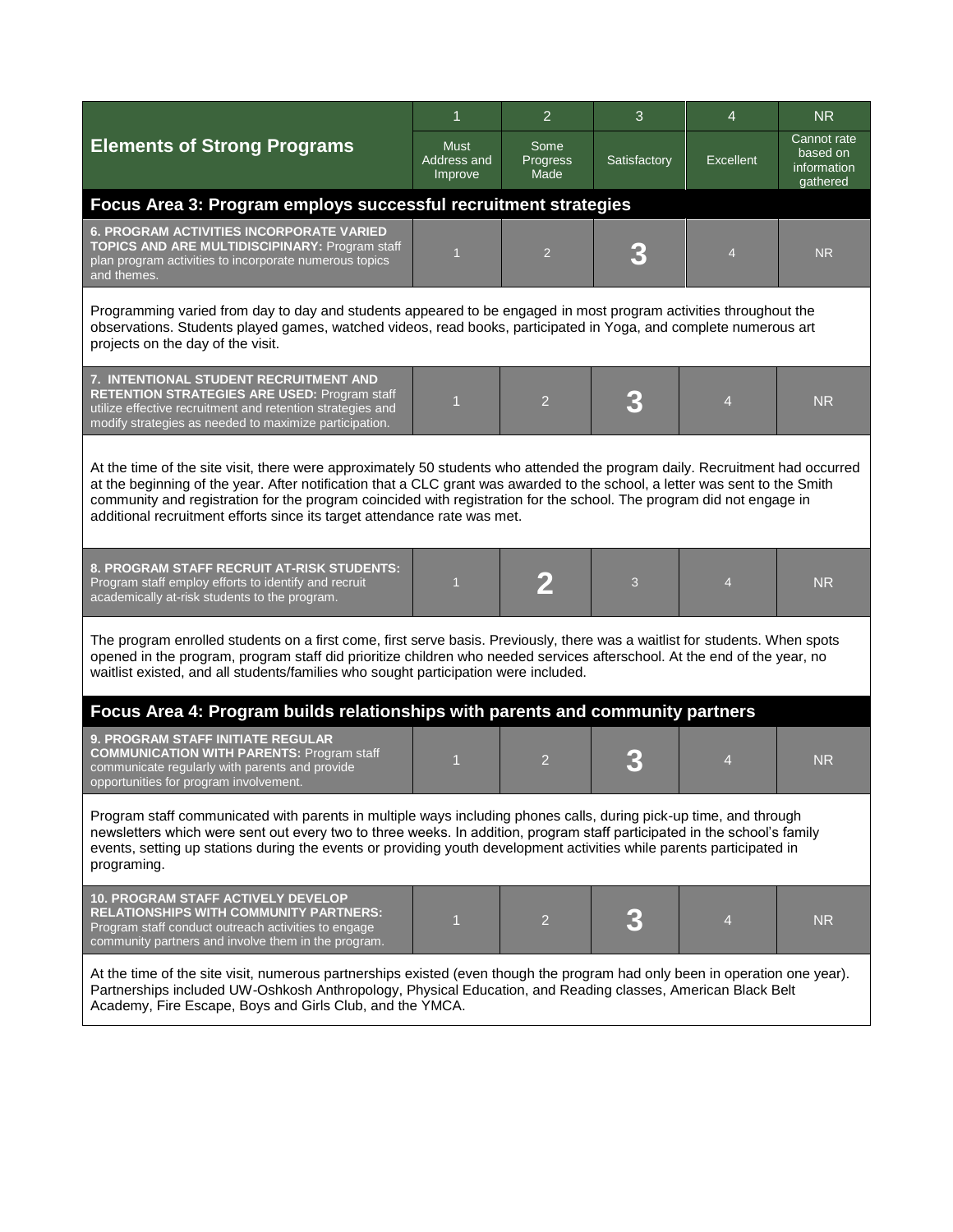| Elements of Strong Programs | 1 Must Address and Improve | 2 Some Progress Made | 3 Satisfactory | 4 Excellent | NR Cannot rate based on information gathered |
|---|---|---|---|---|---|
| **Focus Area 3: Program employs successful recruitment strategies** | | | | | |
| **6. PROGRAM ACTIVITIES INCORPORATE VARIED TOPICS AND ARE MULTIDISCIPLINARY:** Program staff plan program activities to incorporate numerous topics and themes. | 1 | 2 | **3** | 4 | NR |
| Programming varied from day to day and students appeared to be engaged in most program activities throughout the observations. Students played games, watched videos, read books, participated in Yoga, and complete numerous art projects on the day of the visit. | | | | | |
| **7. INTENTIONAL STUDENT RECRUITMENT AND RETENTION STRATEGIES ARE USED:** Program staff utilize effective recruitment and retention strategies and modify strategies as needed to maximize participation. | 1 | 2 | **3** | 4 | NR |
| At the time of the site visit, there were approximately 50 students who attended the program daily. Recruitment had occurred at the beginning of the year. After notification that a CLC grant was awarded to the school, a letter was sent to the Smith community and registration for the program coincided with registration for the school. The program did not engage in additional recruitment efforts since its target attendance rate was met. | | | | | |
| **8. PROGRAM STAFF RECRUIT AT-RISK STUDENTS:** Program staff employ efforts to identify and recruit academically at-risk students to the program. | 1 | **2** | 3 | 4 | NR |
| The program enrolled students on a first come, first serve basis. Previously, there was a waitlist for students. When spots opened in the program, program staff did prioritize children who needed services afterschool. At the end of the year, no waitlist existed, and all students/families who sought participation were included. | | | | | |
| **Focus Area 4: Program builds relationships with parents and community partners** | | | | | |
| **9. PROGRAM STAFF INITIATE REGULAR COMMUNICATION WITH PARENTS:** Program staff communicate regularly with parents and provide opportunities for program involvement. | 1 | 2 | **3** | 4 | NR |
| Program staff communicated with parents in multiple ways including phones calls, during pick-up time, and through newsletters which were sent out every two to three weeks. In addition, program staff participated in the school's family events, setting up stations during the events or providing youth development activities while parents participated in programing. | | | | | |
| **10. PROGRAM STAFF ACTIVELY DEVELOP RELATIONSHIPS WITH COMMUNITY PARTNERS:** Program staff conduct outreach activities to engage community partners and involve them in the program. | 1 | 2 | **3** | 4 | NR |
| At the time of the site visit, numerous partnerships existed (even though the program had only been in operation one year). Partnerships included UW-Oshkosh Anthropology, Physical Education, and Reading classes, American Black Belt Academy, Fire Escape, Boys and Girls Club, and the YMCA. | | | | | |